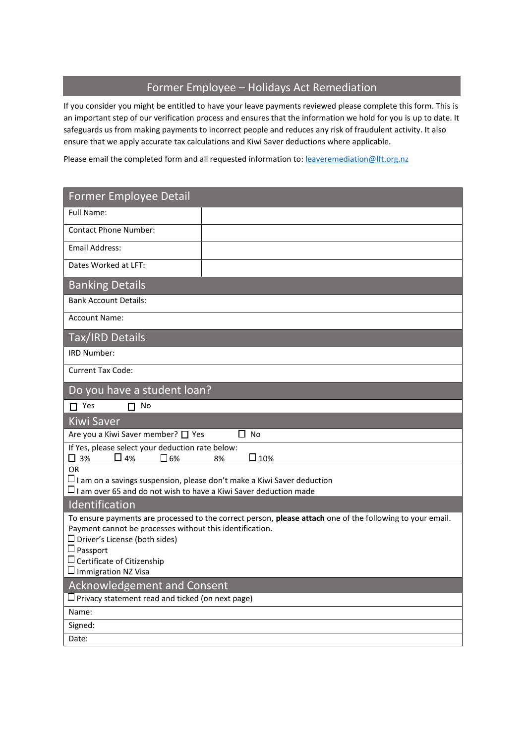# Former Employee – Holidays Act Remediation

If you consider you might be entitled to have your leave payments reviewed please complete this form. This is an important step of our verification process and ensures that the information we hold for you is up to date. It safeguards us from making payments to incorrect people and reduces any risk of fraudulent activity. It also ensure that we apply accurate tax calculations and Kiwi Saver deductions where applicable.

Please email the completed form and all requested information to: leaveremediation@lft.org.nz

## Former Employee Detail

| Field | Response |
|---|---|
| Full Name: | |
| Contact Phone Number: | |
| Email Address: | |
| Dates Worked at LFT: | |

## Banking Details

Bank Account Details:

Account Name:

## Tax/IRD Details

IRD Number:

Current Tax Code:

## Do you have a student loan?

☐ Yes ☐ No

## Kiwi Saver

Are you a Kiwi Saver member? ☐ Yes ☐ No

If Yes, please select your deduction rate below:

☐ 3% ☐ 4% ☐ 6% 8% ☐ 10%

OR

☐ I am on a savings suspension, please don't make a Kiwi Saver deduction

☐ I am over 65 and do not wish to have a Kiwi Saver deduction made

## Identification

To ensure payments are processed to the correct person, **please attach** one of the following to your email. Payment cannot be processes without this identification.

☐ Driver's License (both sides)

☐ Passport

☐ Certificate of Citizenship

☐ Immigration NZ Visa

## Acknowledgement and Consent

☐ Privacy statement read and ticked (on next page)

Name:

Signed:

Date: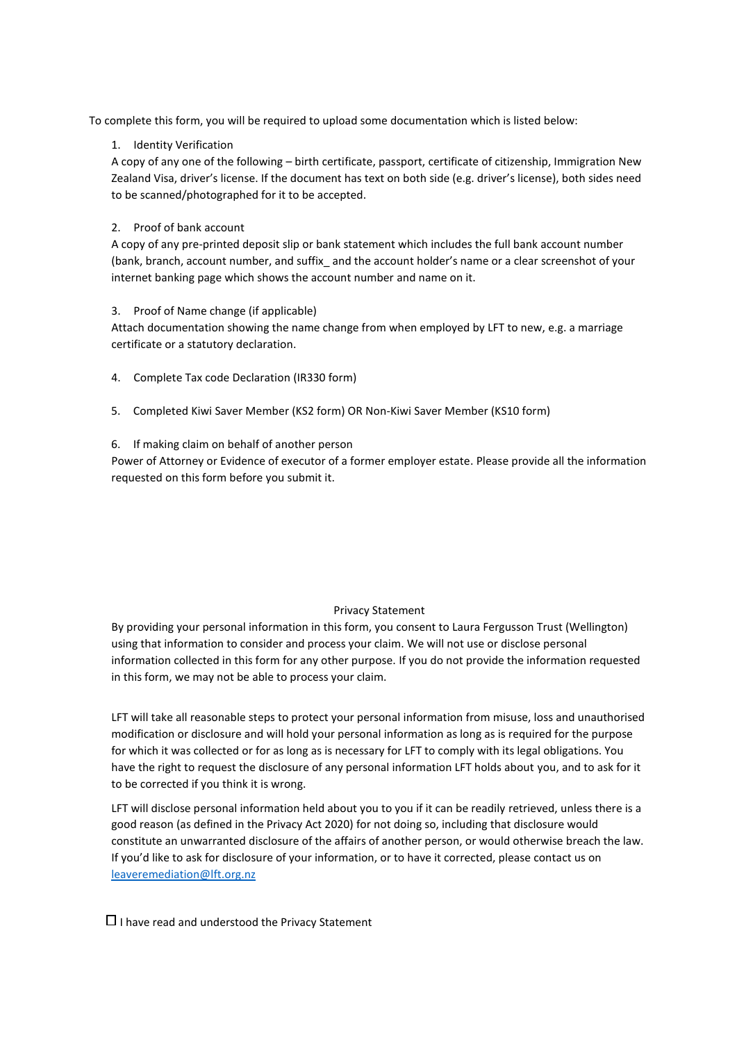To complete this form, you will be required to upload some documentation which is listed below:

1. Identity Verification

   A copy of any one of the following – birth certificate, passport, certificate of citizenship, Immigration New Zealand Visa, driver's license. If the document has text on both side (e.g. driver's license), both sides need to be scanned/photographed for it to be accepted.

2. Proof of bank account

   A copy of any pre-printed deposit slip or bank statement which includes the full bank account number (bank, branch, account number, and suffix_ and the account holder's name or a clear screenshot of your internet banking page which shows the account number and name on it.

3. Proof of Name change (if applicable)

   Attach documentation showing the name change from when employed by LFT to new, e.g. a marriage certificate or a statutory declaration.

4. Complete Tax code Declaration (IR330 form)

5. Completed Kiwi Saver Member (KS2 form) OR Non-Kiwi Saver Member (KS10 form)

6. If making claim on behalf of another person

   Power of Attorney or Evidence of executor of a former employer estate. Please provide all the information requested on this form before you submit it.

## Privacy Statement

By providing your personal information in this form, you consent to Laura Fergusson Trust (Wellington) using that information to consider and process your claim. We will not use or disclose personal information collected in this form for any other purpose. If you do not provide the information requested in this form, we may not be able to process your claim.

LFT will take all reasonable steps to protect your personal information from misuse, loss and unauthorised modification or disclosure and will hold your personal information as long as is required for the purpose for which it was collected or for as long as is necessary for LFT to comply with its legal obligations. You have the right to request the disclosure of any personal information LFT holds about you, and to ask for it to be corrected if you think it is wrong.

LFT will disclose personal information held about you to you if it can be readily retrieved, unless there is a good reason (as defined in the Privacy Act 2020) for not doing so, including that disclosure would constitute an unwarranted disclosure of the affairs of another person, or would otherwise breach the law. If you'd like to ask for disclosure of your information, or to have it corrected, please contact us on leaveremediation@lft.org.nz

☐ I have read and understood the Privacy Statement